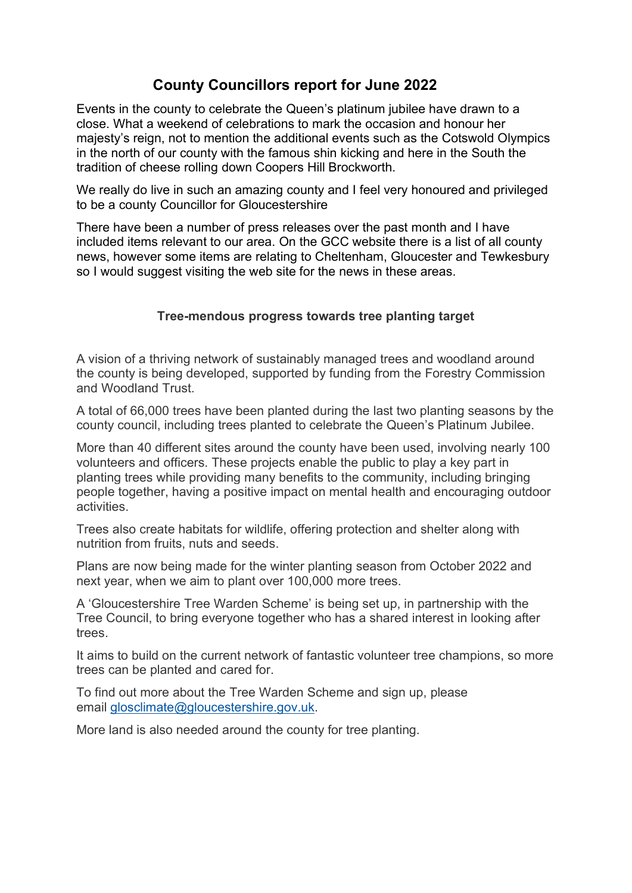# County Councillors report for June 2022

Events in the county to celebrate the Queen's platinum jubilee have drawn to a close. What a weekend of celebrations to mark the occasion and honour her majesty's reign, not to mention the additional events such as the Cotswold Olympics in the north of our county with the famous shin kicking and here in the South the tradition of cheese rolling down Coopers Hill Brockworth.

We really do live in such an amazing county and I feel very honoured and privileged to be a county Councillor for Gloucestershire

There have been a number of press releases over the past month and I have included items relevant to our area. On the GCC website there is a list of all county news, however some items are relating to Cheltenham, Gloucester and Tewkesbury so I would suggest visiting the web site for the news in these areas.

### Tree-mendous progress towards tree planting target

A vision of a thriving network of sustainably managed trees and woodland around the county is being developed, supported by funding from the Forestry Commission and Woodland Trust.

A total of 66,000 trees have been planted during the last two planting seasons by the county council, including trees planted to celebrate the Queen's Platinum Jubilee.

More than 40 different sites around the county have been used, involving nearly 100 volunteers and officers. These projects enable the public to play a key part in planting trees while providing many benefits to the community, including bringing people together, having a positive impact on mental health and encouraging outdoor activities.

Trees also create habitats for wildlife, offering protection and shelter along with nutrition from fruits, nuts and seeds.

Plans are now being made for the winter planting season from October 2022 and next year, when we aim to plant over 100,000 more trees.

A 'Gloucestershire Tree Warden Scheme' is being set up, in partnership with the Tree Council, to bring everyone together who has a shared interest in looking after trees.

It aims to build on the current network of fantastic volunteer tree champions, so more trees can be planted and cared for.

To find out more about the Tree Warden Scheme and sign up, please email glosclimate@gloucestershire.gov.uk.

More land is also needed around the county for tree planting.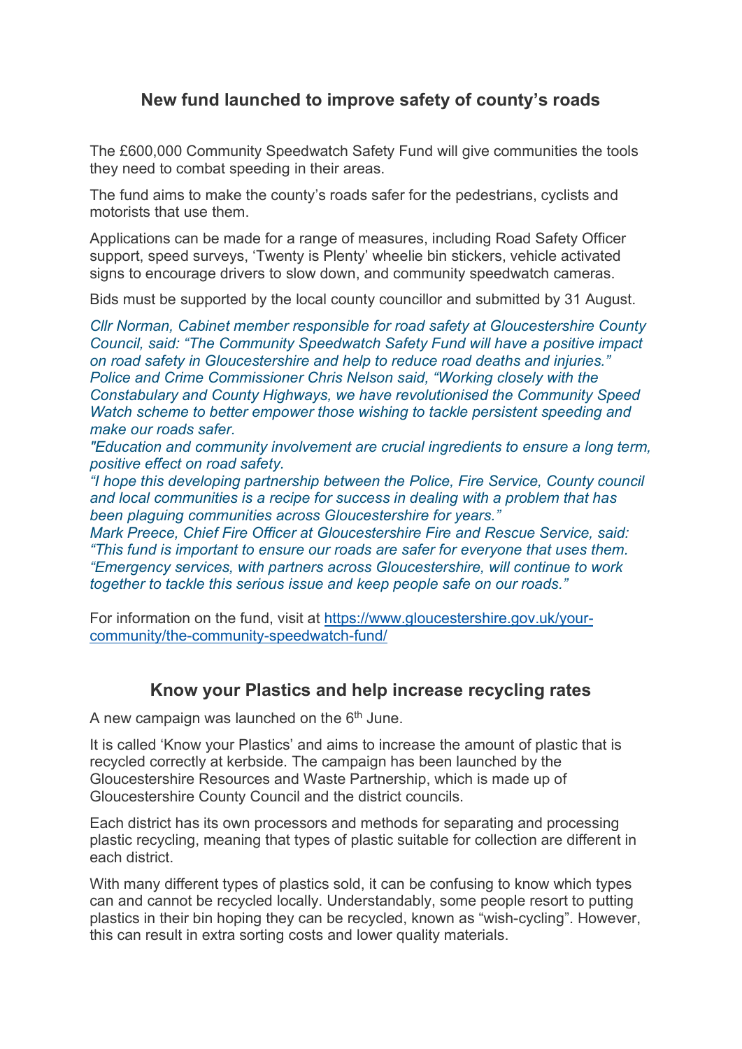## New fund launched to improve safety of county's roads

The £600,000 Community Speedwatch Safety Fund will give communities the tools they need to combat speeding in their areas.

The fund aims to make the county's roads safer for the pedestrians, cyclists and motorists that use them.

Applications can be made for a range of measures, including Road Safety Officer support, speed surveys, 'Twenty is Plenty' wheelie bin stickers, vehicle activated signs to encourage drivers to slow down, and community speedwatch cameras.

Bids must be supported by the local county councillor and submitted by 31 August.

*Cllr Norman, Cabinet member responsible for road safety at Gloucestershire County Council, said: "The Community Speedwatch Safety Fund will have a positive impact on road safety in Gloucestershire and help to reduce road deaths and injuries."*
*Police and Crime Commissioner Chris Nelson said, "Working closely with the Constabulary and County Highways, we have revolutionised the Community Speed Watch scheme to better empower those wishing to tackle persistent speeding and make our roads safer.*
*"Education and community involvement are crucial ingredients to ensure a long term, positive effect on road safety.*
*"I hope this developing partnership between the Police, Fire Service, County council and local communities is a recipe for success in dealing with a problem that has been plaguing communities across Gloucestershire for years."*
*Mark Preece, Chief Fire Officer at Gloucestershire Fire and Rescue Service, said: "This fund is important to ensure our roads are safer for everyone that uses them.*
*"Emergency services, with partners across Gloucestershire, will continue to work together to tackle this serious issue and keep people safe on our roads."*

For information on the fund, visit at [https://www.gloucestershire.gov.uk/your-community/the-community-speedwatch-fund/](https://www.gloucestershire.gov.uk/your-community/the-community-speedwatch-fund/)

## Know your Plastics and help increase recycling rates

A new campaign was launched on the 6th June.

It is called 'Know your Plastics' and aims to increase the amount of plastic that is recycled correctly at kerbside. The campaign has been launched by the Gloucestershire Resources and Waste Partnership, which is made up of Gloucestershire County Council and the district councils.

Each district has its own processors and methods for separating and processing plastic recycling, meaning that types of plastic suitable for collection are different in each district.

With many different types of plastics sold, it can be confusing to know which types can and cannot be recycled locally. Understandably, some people resort to putting plastics in their bin hoping they can be recycled, known as "wish-cycling". However, this can result in extra sorting costs and lower quality materials.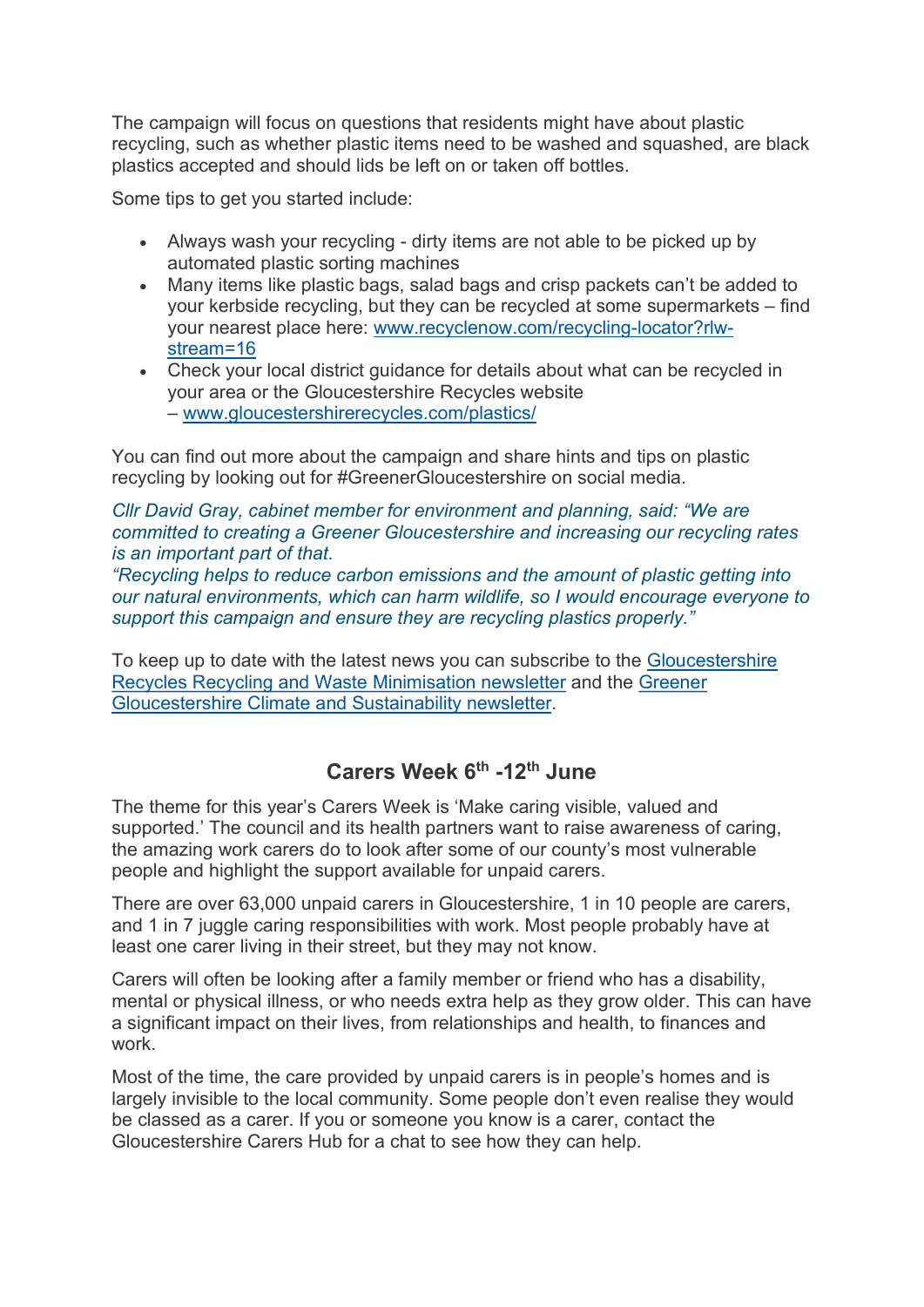The campaign will focus on questions that residents might have about plastic recycling, such as whether plastic items need to be washed and squashed, are black plastics accepted and should lids be left on or taken off bottles.

Some tips to get you started include:

- Always wash your recycling - dirty items are not able to be picked up by automated plastic sorting machines
- Many items like plastic bags, salad bags and crisp packets can't be added to your kerbside recycling, but they can be recycled at some supermarkets – find your nearest place here: [www.recyclenow.com/recycling-locator?rlw-stream=16](www.recyclenow.com/recycling-locator?rlw-stream=16)
- Check your local district guidance for details about what can be recycled in your area or the Gloucestershire Recycles website – [www.gloucestershirerecycles.com/plastics/](www.gloucestershirerecycles.com/plastics/)

You can find out more about the campaign and share hints and tips on plastic recycling by looking out for #GreenerGloucestershire on social media.

*Cllr David Gray, cabinet member for environment and planning, said: "We are committed to creating a Greener Gloucestershire and increasing our recycling rates is an important part of that.*
*"Recycling helps to reduce carbon emissions and the amount of plastic getting into our natural environments, which can harm wildlife, so I would encourage everyone to support this campaign and ensure they are recycling plastics properly."*

To keep up to date with the latest news you can subscribe to the Gloucestershire Recycles Recycling and Waste Minimisation newsletter and the Greener Gloucestershire Climate and Sustainability newsletter.

## Carers Week 6th -12th June

The theme for this year's Carers Week is 'Make caring visible, valued and supported.' The council and its health partners want to raise awareness of caring, the amazing work carers do to look after some of our county's most vulnerable people and highlight the support available for unpaid carers.

There are over 63,000 unpaid carers in Gloucestershire, 1 in 10 people are carers, and 1 in 7 juggle caring responsibilities with work. Most people probably have at least one carer living in their street, but they may not know.

Carers will often be looking after a family member or friend who has a disability, mental or physical illness, or who needs extra help as they grow older. This can have a significant impact on their lives, from relationships and health, to finances and work.

Most of the time, the care provided by unpaid carers is in people's homes and is largely invisible to the local community. Some people don't even realise they would be classed as a carer. If you or someone you know is a carer, contact the Gloucestershire Carers Hub for a chat to see how they can help.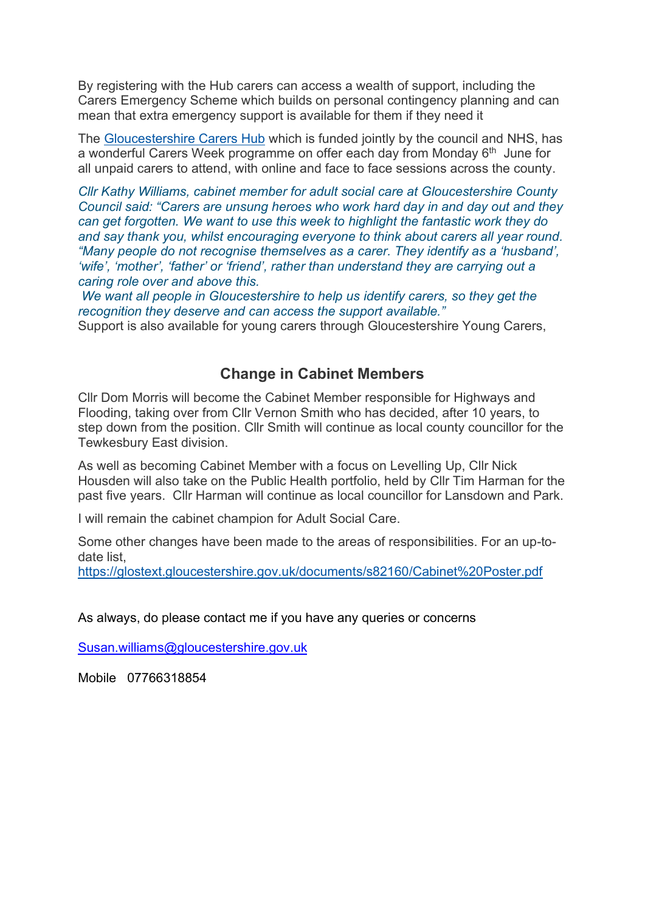By registering with the Hub carers can access a wealth of support, including the Carers Emergency Scheme which builds on personal contingency planning and can mean that extra emergency support is available for them if they need it

The [Gloucestershire Carers Hub](#) which is funded jointly by the council and NHS, has a wonderful Carers Week programme on offer each day from Monday 6th June for all unpaid carers to attend, with online and face to face sessions across the county.

*Cllr Kathy Williams, cabinet member for adult social care at Gloucestershire County Council said: "Carers are unsung heroes who work hard day in and day out and they can get forgotten. We want to use this week to highlight the fantastic work they do and say thank you, whilst encouraging everyone to think about carers all year round. "Many people do not recognise themselves as a carer. They identify as a 'husband', 'wife', 'mother', 'father' or 'friend', rather than understand they are carrying out a caring role over and above this.*

*We want all people in Gloucestershire to help us identify carers, so they get the recognition they deserve and can access the support available."*

Support is also available for young carers through Gloucestershire Young Carers,

## Change in Cabinet Members

Cllr Dom Morris will become the Cabinet Member responsible for Highways and Flooding, taking over from Cllr Vernon Smith who has decided, after 10 years, to step down from the position. Cllr Smith will continue as local county councillor for the Tewkesbury East division.

As well as becoming Cabinet Member with a focus on Levelling Up, Cllr Nick Housden will also take on the Public Health portfolio, held by Cllr Tim Harman for the past five years. Cllr Harman will continue as local councillor for Lansdown and Park.

I will remain the cabinet champion for Adult Social Care.

Some other changes have been made to the areas of responsibilities. For an up-to-date list,
https://glostext.gloucestershire.gov.uk/documents/s82160/Cabinet%20Poster.pdf

As always, do please contact me if you have any queries or concerns

Susan.williams@gloucestershire.gov.uk

Mobile 07766318854